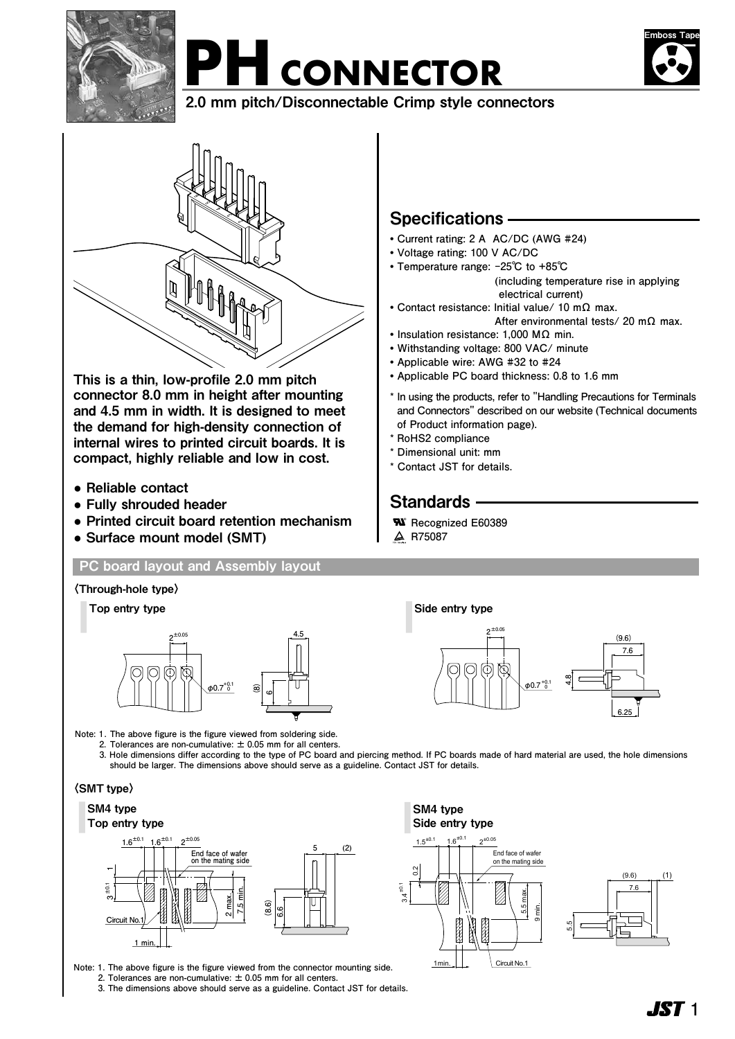# PH CONNECTOR

**2.0 mm pitch/Disconnectable Crimp style connectors**

Emboss Tape

**This is a thin, low-profile 2.0 mm pitch connector 8.0 mm in height after mounting and 4.5 mm in width. It is designed to meet the demand for high-density connection of internal wires to printed circuit boards. It is compact, highly reliable and low in cost.**

- **Reliable contact**
- **Fully shrouded header**
- **Printed circuit board retention mechanism**
- **Surface mount model (SMT)**

## Specifications

- Current rating: 2 A AC/DC (AWG #24)
- Voltage rating: 100 V AC/DC
- Temperature range: −25℃ to +85℃ (including temperature rise in applying electrical current)
- Contact resistance: Initial value/ 10 mΩ max. After environmental tests/ 20 mΩ max.
- Insulation resistance: 1,000 MΩ min.
- Withstanding voltage: 800 VAC/ minute
- Applicable wire: AWG #32 to #24
- Applicable PC board thickness: 0.8 to 1.6 mm

\* In using the products, refer to "Handling Precautions for Terminals and Connectors" described on our website (Technical documents of Product information page).
\* RoHS2 compliance
\* Dimensional unit: mm
\* Contact JST for details.

## Standards

Recognized E60389
R75087

## PC board layout and Assembly layout

### 〈Through-hole type〉

**Top entry type**

$2^{\pm0.05}$, $\phi0.7^{+0.1}_{0}$, 4.5, (8), 6

**Side entry type**

$2^{\pm0.05}$, $\phi0.7^{+0.1}_{0}$, (9.6), 7.6, 4.8, 6.25

Note: 1. The above figure is the figure viewed from soldering side.
2. Tolerances are non-cumulative: ± 0.05 mm for all centers.
3. Hole dimensions differ according to the type of PC board and piercing method. If PC boards made of hard material are used, the hole dimensions should be larger. The dimensions above should serve as a guideline. Contact JST for details.

### 〈SMT type〉

**SM4 type**
**Top entry type**

$1.6^{\pm0.1}$, $1.6^{\pm0.1}$, $2^{\pm0.05}$, End face of wafer on the mating side, 1, $3^{\pm0.1}$, 2 max., 7.5 min., Circuit No.1, 1 min., 5, (2), (8.6), 6.6

**SM4 type**
**Side entry type**

$1.5^{\pm0.1}$, $1.6^{\pm0.1}$, $2^{\pm0.05}$, End face of wafer on the mating side, 0.2, $3.4^{\pm0.1}$, 5.5 max., 9 min., 1min., Circuit No.1, (9.6), (1), 7.6, 5.5

Note: 1. The above figure is the figure viewed from the connector mounting side.
2. Tolerances are non-cumulative: ± 0.05 mm for all centers.
3. The dimensions above should serve as a guideline. Contact JST for details.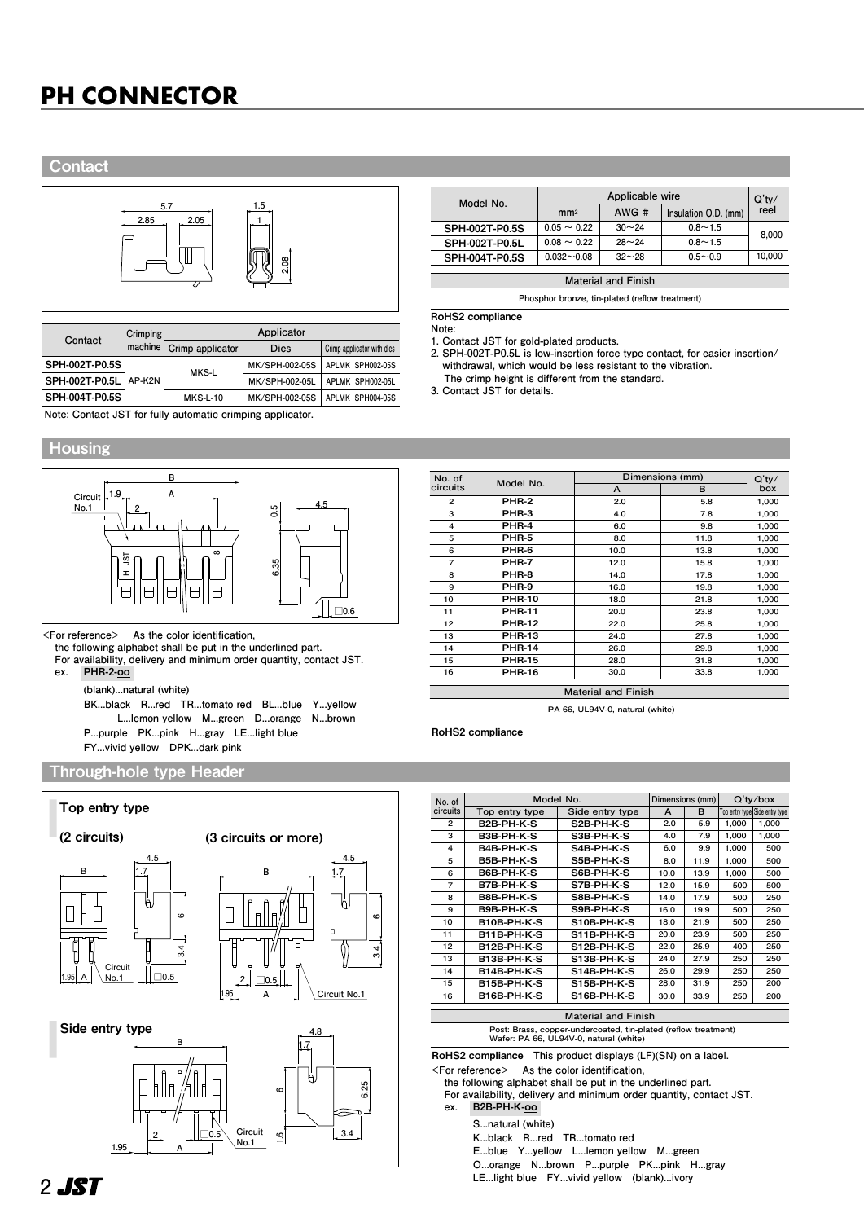# PH CONNECTOR

## Contact

| Model No. | Applicable wire | | | Q'ty/ reel |
|---|---|---|---|---|
| | mm² | AWG # | Insulation O.D. (mm) | |
| **SPH-002T-P0.5S** | 0.05 ~ 0.22 | 30~24 | 0.8~1.5 | 8,000 |
| **SPH-002T-P0.5L** | 0.08 ~ 0.22 | 28~24 | 0.8~1.5 | |
| **SPH-004T-P0.5S** | 0.032~0.08 | 32~28 | 0.5~0.9 | 10,000 |

| Material and Finish |
|---|
| Phosphor bronze, tin-plated (reflow treatment) |

**RoHS2 compliance**

Note:
1. Contact JST for gold-plated products.
2. SPH-002T-P0.5L is low-insertion force type contact, for easier insertion/withdrawal, which would be less resistant to the vibration. The crimp height is different from the standard.
3. Contact JST for details.

| Contact | Crimping machine | Applicator | | |
|---|---|---|---|---|
| | | Crimp applicator | Dies | Crimp applicator with dies |
| **SPH-002T-P0.5S** | AP-K2N | MKS-L | MK/SPH-002-05S | APLMK SPH002-05S |
| **SPH-002T-P0.5L** | | | MK/SPH-002-05L | APLMK SPH002-05L |
| **SPH-004T-P0.5S** | | MKS-L-10 | MK/SPH-002-05S | APLMK SPH004-05S |

Note: Contact JST for fully automatic crimping applicator.

## Housing

| No. of circuits | Model No. | Dimensions (mm) | | Q'ty/ box |
|---|---|---|---|---|
| | | A | B | |
| 2 | **PHR-2** | 2.0 | 5.8 | 1,000 |
| 3 | **PHR-3** | 4.0 | 7.8 | 1,000 |
| 4 | **PHR-4** | 6.0 | 9.8 | 1,000 |
| 5 | **PHR-5** | 8.0 | 11.8 | 1,000 |
| 6 | **PHR-6** | 10.0 | 13.8 | 1,000 |
| 7 | **PHR-7** | 12.0 | 15.8 | 1,000 |
| 8 | **PHR-8** | 14.0 | 17.8 | 1,000 |
| 9 | **PHR-9** | 16.0 | 19.8 | 1,000 |
| 10 | **PHR-10** | 18.0 | 21.8 | 1,000 |
| 11 | **PHR-11** | 20.0 | 23.8 | 1,000 |
| 12 | **PHR-12** | 22.0 | 25.8 | 1,000 |
| 13 | **PHR-13** | 24.0 | 27.8 | 1,000 |
| 14 | **PHR-14** | 26.0 | 29.8 | 1,000 |
| 15 | **PHR-15** | 28.0 | 31.8 | 1,000 |
| 16 | **PHR-16** | 30.0 | 33.8 | 1,000 |

| Material and Finish |
|---|
| PA 66, UL94V-0, natural (white) |

**RoHS2 compliance**

<For reference> As the color identification, the following alphabet shall be put in the underlined part. For availability, delivery and minimum order quantity, contact JST.

ex. **PHR-2-oo**

(blank)...natural (white)
BK...black R...red TR...tomato red BL...blue Y...yellow L...lemon yellow M...green D...orange N...brown P...purple PK...pink H...gray LE...light blue FY...vivid yellow DPK...dark pink

## Through-hole type Header

### Top entry type

(2 circuits) (3 circuits or more)

### Side entry type

| No. of circuits | Model No. | | Dimensions (mm) | | Q'ty/box | |
|---|---|---|---|---|---|---|
| | Top entry type | Side entry type | A | B | Top entry type | Side entry type |
| 2 | **B2B-PH-K-S** | **S2B-PH-K-S** | 2.0 | 5.9 | 1,000 | 1,000 |
| 3 | **B3B-PH-K-S** | **S3B-PH-K-S** | 4.0 | 7.9 | 1,000 | 1,000 |
| 4 | **B4B-PH-K-S** | **S4B-PH-K-S** | 6.0 | 9.9 | 1,000 | 500 |
| 5 | **B5B-PH-K-S** | **S5B-PH-K-S** | 8.0 | 11.9 | 1,000 | 500 |
| 6 | **B6B-PH-K-S** | **S6B-PH-K-S** | 10.0 | 13.9 | 1,000 | 500 |
| 7 | **B7B-PH-K-S** | **S7B-PH-K-S** | 12.0 | 15.9 | 500 | 500 |
| 8 | **B8B-PH-K-S** | **S8B-PH-K-S** | 14.0 | 17.9 | 500 | 250 |
| 9 | **B9B-PH-K-S** | **S9B-PH-K-S** | 16.0 | 19.9 | 500 | 250 |
| 10 | **B10B-PH-K-S** | **S10B-PH-K-S** | 18.0 | 21.9 | 500 | 250 |
| 11 | **B11B-PH-K-S** | **S11B-PH-K-S** | 20.0 | 23.9 | 500 | 250 |
| 12 | **B12B-PH-K-S** | **S12B-PH-K-S** | 22.0 | 25.9 | 400 | 250 |
| 13 | **B13B-PH-K-S** | **S13B-PH-K-S** | 24.0 | 27.9 | 250 | 250 |
| 14 | **B14B-PH-K-S** | **S14B-PH-K-S** | 26.0 | 29.9 | 250 | 250 |
| 15 | **B15B-PH-K-S** | **S15B-PH-K-S** | 28.0 | 31.9 | 250 | 200 |
| 16 | **B16B-PH-K-S** | **S16B-PH-K-S** | 30.0 | 33.9 | 250 | 200 |

| Material and Finish |
|---|
| Post: Brass, copper-undercoated, tin-plated (reflow treatment) Wafer: PA 66, UL94V-0, natural (white) |

**RoHS2 compliance** This product displays (LF)(SN) on a label.

<For reference> As the color identification, the following alphabet shall be put in the underlined part. For availability, delivery and minimum order quantity, contact JST.

ex. **B2B-PH-K-oo**

S...natural (white)
K...black R...red TR...tomato red
E...blue Y...yellow L...lemon yellow M...green
O...orange N...brown P...purple PK...pink H...gray
LE...light blue FY...vivid yellow (blank)...ivory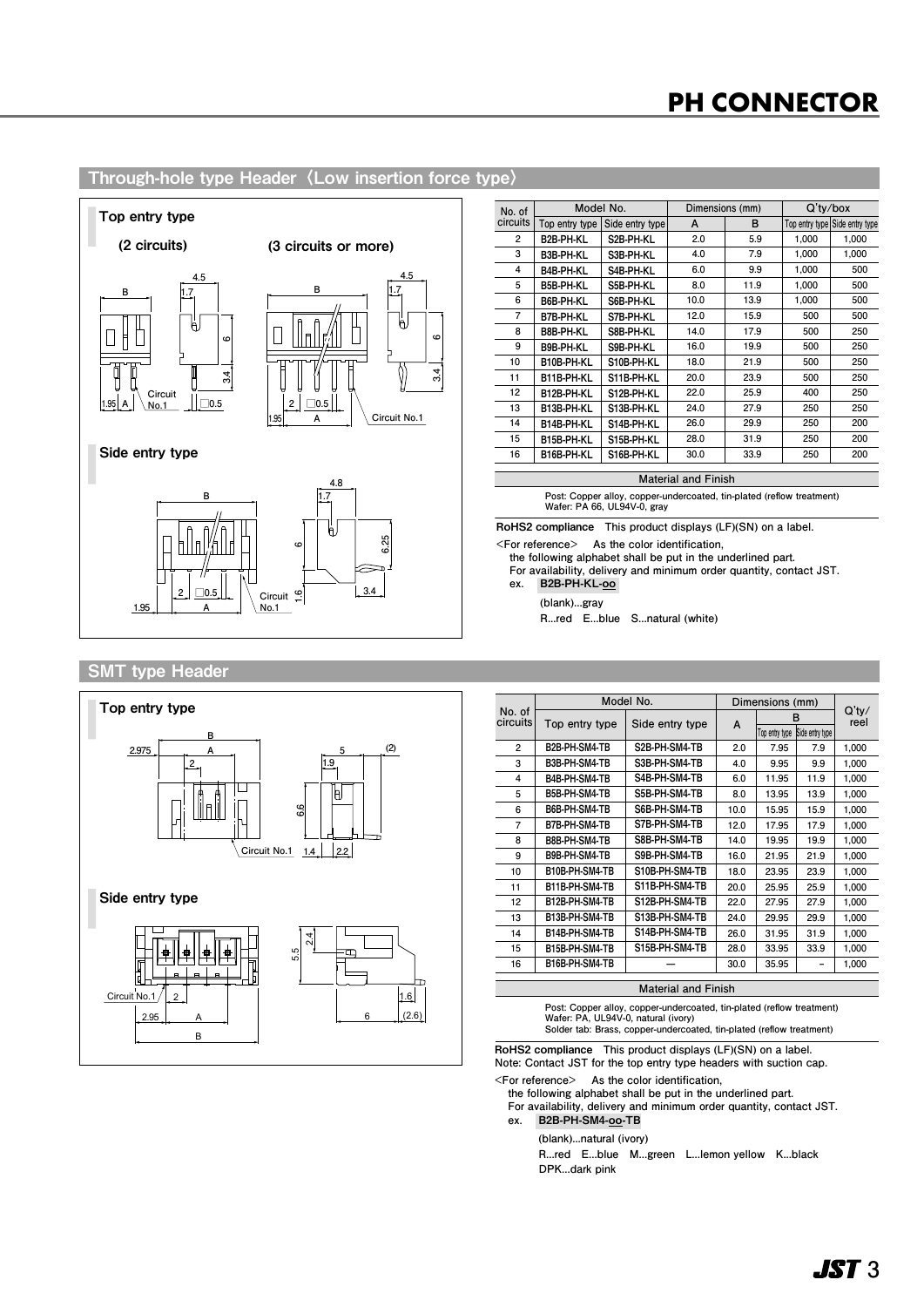# PH CONNECTOR

## Through-hole type Header〈Low insertion force type〉

**Top entry type**

(2 circuits)

(3 circuits or more)

**Side entry type**

| No. of circuits | Model No. | | Dimensions (mm) | | Q'ty/box | |
|---|---|---|---|---|---|---|
| | Top entry type | Side entry type | A | B | Top entry type | Side entry type |
| 2 | B2B-PH-KL | S2B-PH-KL | 2.0 | 5.9 | 1,000 | 1,000 |
| 3 | B3B-PH-KL | S3B-PH-KL | 4.0 | 7.9 | 1,000 | 1,000 |
| 4 | B4B-PH-KL | S4B-PH-KL | 6.0 | 9.9 | 1,000 | 500 |
| 5 | B5B-PH-KL | S5B-PH-KL | 8.0 | 11.9 | 1,000 | 500 |
| 6 | B6B-PH-KL | S6B-PH-KL | 10.0 | 13.9 | 1,000 | 500 |
| 7 | B7B-PH-KL | S7B-PH-KL | 12.0 | 15.9 | 500 | 500 |
| 8 | B8B-PH-KL | S8B-PH-KL | 14.0 | 17.9 | 500 | 250 |
| 9 | B9B-PH-KL | S9B-PH-KL | 16.0 | 19.9 | 500 | 250 |
| 10 | B10B-PH-KL | S10B-PH-KL | 18.0 | 21.9 | 500 | 250 |
| 11 | B11B-PH-KL | S11B-PH-KL | 20.0 | 23.9 | 500 | 250 |
| 12 | B12B-PH-KL | S12B-PH-KL | 22.0 | 25.9 | 400 | 250 |
| 13 | B13B-PH-KL | S13B-PH-KL | 24.0 | 27.9 | 250 | 250 |
| 14 | B14B-PH-KL | S14B-PH-KL | 26.0 | 29.9 | 250 | 200 |
| 15 | B15B-PH-KL | S15B-PH-KL | 28.0 | 31.9 | 250 | 200 |
| 16 | B16B-PH-KL | S16B-PH-KL | 30.0 | 33.9 | 250 | 200 |

**Material and Finish**

Post: Copper alloy, copper-undercoated, tin-plated (reflow treatment)
Wafer: PA 66, UL94V-0, gray

**RoHS2 compliance** This product displays (LF)(SN) on a label.

<For reference> As the color identification,
the following alphabet shall be put in the underlined part.
For availability, delivery and minimum order quantity, contact JST.
ex. **B2B-PH-KL-oo**

(blank)...gray
R...red E...blue S...natural (white)

## SMT type Header

**Top entry type**

**Side entry type**

| No. of circuits | Model No. | | Dimensions (mm) | | | Q'ty/ reel |
|---|---|---|---|---|---|---|
| | Top entry type | Side entry type | A | B | | |
| | | | | Top entry type | Side entry type | |
| 2 | B2B-PH-SM4-TB | S2B-PH-SM4-TB | 2.0 | 7.95 | 7.9 | 1,000 |
| 3 | B3B-PH-SM4-TB | S3B-PH-SM4-TB | 4.0 | 9.95 | 9.9 | 1,000 |
| 4 | B4B-PH-SM4-TB | S4B-PH-SM4-TB | 6.0 | 11.95 | 11.9 | 1,000 |
| 5 | B5B-PH-SM4-TB | S5B-PH-SM4-TB | 8.0 | 13.95 | 13.9 | 1,000 |
| 6 | B6B-PH-SM4-TB | S6B-PH-SM4-TB | 10.0 | 15.95 | 15.9 | 1,000 |
| 7 | B7B-PH-SM4-TB | S7B-PH-SM4-TB | 12.0 | 17.95 | 17.9 | 1,000 |
| 8 | B8B-PH-SM4-TB | S8B-PH-SM4-TB | 14.0 | 19.95 | 19.9 | 1,000 |
| 9 | B9B-PH-SM4-TB | S9B-PH-SM4-TB | 16.0 | 21.95 | 21.9 | 1,000 |
| 10 | B10B-PH-SM4-TB | S10B-PH-SM4-TB | 18.0 | 23.95 | 23.9 | 1,000 |
| 11 | B11B-PH-SM4-TB | S11B-PH-SM4-TB | 20.0 | 25.95 | 25.9 | 1,000 |
| 12 | B12B-PH-SM4-TB | S12B-PH-SM4-TB | 22.0 | 27.95 | 27.9 | 1,000 |
| 13 | B13B-PH-SM4-TB | S13B-PH-SM4-TB | 24.0 | 29.95 | 29.9 | 1,000 |
| 14 | B14B-PH-SM4-TB | S14B-PH-SM4-TB | 26.0 | 31.95 | 31.9 | 1,000 |
| 15 | B15B-PH-SM4-TB | S15B-PH-SM4-TB | 28.0 | 33.95 | 33.9 | 1,000 |
| 16 | B16B-PH-SM4-TB | — | 30.0 | 35.95 | – | 1,000 |

**Material and Finish**

Post: Copper alloy, copper-undercoated, tin-plated (reflow treatment)
Wafer: PA, UL94V-0, natural (ivory)
Solder tab: Brass, copper-undercoated, tin-plated (reflow treatment)

**RoHS2 compliance** This product displays (LF)(SN) on a label.
Note: Contact JST for the top entry type headers with suction cap.

<For reference> As the color identification,
the following alphabet shall be put in the underlined part.
For availability, delivery and minimum order quantity, contact JST.
ex. **B2B-PH-SM4-oo-TB**

(blank)...natural (ivory)
R...red E...blue M...green L...lemon yellow K...black
DPK...dark pink